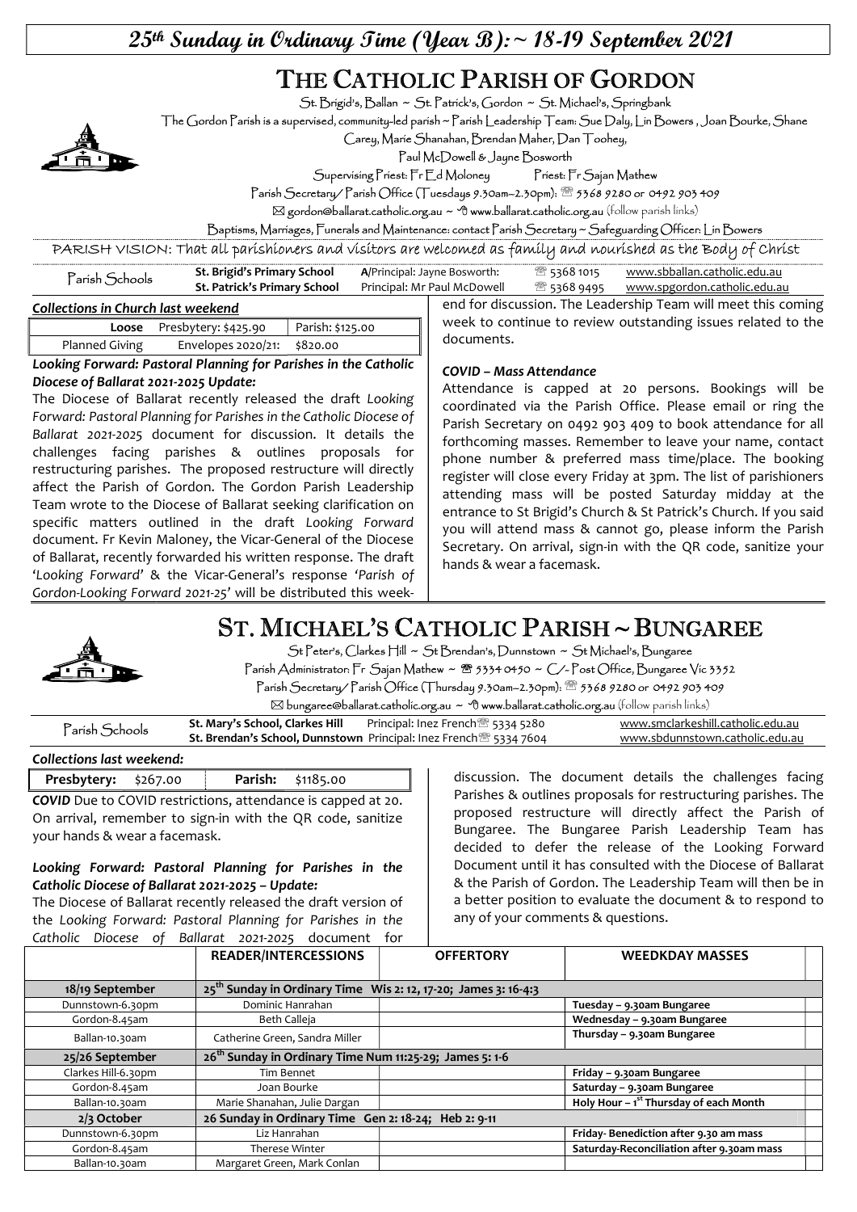# 25th Sunday in Ordinary Time (Year B): ~ 18-19 September 2021

# THE CATHOLIC PARISH OF GORDON

St. Brigid's, Ballan ~ St. Patrick's, Gordon ~ St. Michael's, Springbank

The Gordon Parish is a supervised, community-led parish ~ Parish Leadership Team: Sue Daly, Lin Bowers , Joan Bourke, Shane Carey, Marie Shanahan, Brendan Maher, Dan Toohey, Paul McDowell & Jayne Bosworth

Supervising Priest: Fr Ed Moloney Priest: Fr Sajan Mathew

Parish Secretary/ Parish Office (Tuesdays 9.30am–2.30pm): ☎ 5368 9280 or 0492 903 409

✉ gordon@ballarat.catholic.org.au ~ www.ballarat.catholic.org.au (follow parish links)

Baptisms, Marriages, Funerals and Maintenance: contact Parish Secretary ~ Safeguarding Officer: Lin Bowers

PARISH VISION: That all parishioners and visitors are welcomed as family and nourished as the Body of Christ

| Parish Schools | | | | |
|---|---|---|---|---|
| | **St. Brigid's Primary School** | A/Principal: Jayne Bosworth: | ☎ 5368 1015 | www.sbballan.catholic.edu.au |
| | **St. Patrick's Primary School** | Principal: Mr Paul McDowell | ☎ 5368 9495 | www.spgordon.catholic.edu.au |

***Collections in Church last weekend***

| **Loose** | Presbytery: $425.90 | Parish: $125.00 |
|---|---|---|
| Planned Giving | Envelopes 2020/21: | $820.00 |

***Looking Forward: Pastoral Planning for Parishes in the Catholic Diocese of Ballarat 2021-2025 Update:***

The Diocese of Ballarat recently released the draft *Looking Forward: Pastoral Planning for Parishes in the Catholic Diocese of Ballarat 2021-2025* document for discussion. It details the challenges facing parishes & outlines proposals for restructuring parishes. The proposed restructure will directly affect the Parish of Gordon. The Gordon Parish Leadership Team wrote to the Diocese of Ballarat seeking clarification on specific matters outlined in the draft *Looking Forward* document. Fr Kevin Maloney, the Vicar-General of the Diocese of Ballarat, recently forwarded his written response. The draft '*Looking Forward*' & the Vicar-General's response '*Parish of Gordon-Looking Forward 2021-25*' will be distributed this weekend for discussion. The Leadership Team will meet this coming week to continue to review outstanding issues related to the documents.

***COVID – Mass Attendance***

Attendance is capped at 20 persons. Bookings will be coordinated via the Parish Office. Please email or ring the Parish Secretary on 0492 903 409 to book attendance for all forthcoming masses. Remember to leave your name, contact phone number & preferred mass time/place. The booking register will close every Friday at 3pm. The list of parishioners attending mass will be posted Saturday midday at the entrance to St Brigid's Church & St Patrick's Church. If you said you will attend mass & cannot go, please inform the Parish Secretary. On arrival, sign-in with the QR code, sanitize your hands & wear a facemask.

# ST. MICHAEL'S CATHOLIC PARISH ~ BUNGAREE

St Peter's, Clarkes Hill ~ St Brendan's, Dunnstown ~ St Michael's, Bungaree

Parish Administrator: Fr Sajan Mathew ~ ☎ 5334 0450 ~ C/- Post Office, Bungaree Vic 3352

Parish Secretary/ Parish Office (Thursday 9.30am–2.30pm): ☎ 5368 9280 or 0492 903 409

✉ bungaree@ballarat.catholic.org.au ~ www.ballarat.catholic.org.au (follow parish links)

| Parish Schools | | | |
|---|---|---|---|
| | **St. Mary's School, Clarkes Hill** | Principal: Inez French ☎ 5334 5280 | www.smclarkeshill.catholic.edu.au |
| | **St. Brendan's School, Dunnstown** | Principal: Inez French ☎ 5334 7604 | www.sbdunnstown.catholic.edu.au |

***Collections last weekend:***

| **Presbytery:** $267.00 | **Parish:** $1185.00 |
|---|---|

***COVID*** Due to COVID restrictions, attendance is capped at 20. On arrival, remember to sign-in with the QR code, sanitize your hands & wear a facemask.

***Looking Forward: Pastoral Planning for Parishes in the Catholic Diocese of Ballarat 2021-2025 – Update:***

The Diocese of Ballarat recently released the draft version of the *Looking Forward: Pastoral Planning for Parishes in the Catholic Diocese of Ballarat 2021-2025* document for discussion. The document details the challenges facing Parishes & outlines proposals for restructuring parishes. The proposed restructure will directly affect the Parish of Bungaree. The Bungaree Parish Leadership Team has decided to defer the release of the Looking Forward Document until it has consulted with the Diocese of Ballarat & the Parish of Gordon. The Leadership Team will then be in a better position to evaluate the document & to respond to any of your comments & questions.

| | **READER/INTERCESSIONS** | **OFFERTORY** | **WEEDKDAY MASSES** |
|---|---|---|---|
| **18/19 September** | **25th Sunday in Ordinary Time Wis 2: 12, 17-20; James 3: 16-4:3** | | |
| Dunnstown-6.30pm | Dominic Hanrahan | | **Tuesday – 9.30am Bungaree** |
| Gordon-8.45am | Beth Calleja | | **Wednesday – 9.30am Bungaree** |
| Ballan-10.30am | Catherine Green, Sandra Miller | | **Thursday – 9.30am Bungaree** |
| **25/26 September** | **26th Sunday in Ordinary Time Num 11:25-29; James 5: 1-6** | | |
| Clarkes Hill-6.30pm | Tim Bennet | | **Friday – 9.30am Bungaree** |
| Gordon-8.45am | Joan Bourke | | **Saturday – 9.30am Bungaree** |
| Ballan-10.30am | Marie Shanahan, Julie Dargan | | **Holy Hour – 1st Thursday of each Month** |
| **2/3 October** | **26 Sunday in Ordinary Time Gen 2: 18-24; Heb 2: 9-11** | | |
| Dunnstown-6.30pm | Liz Hanrahan | | **Friday- Benediction after 9.30 am mass** |
| Gordon-8.45am | Therese Winter | | **Saturday-Reconciliation after 9.30am mass** |
| Ballan-10.30am | Margaret Green, Mark Conlan | | |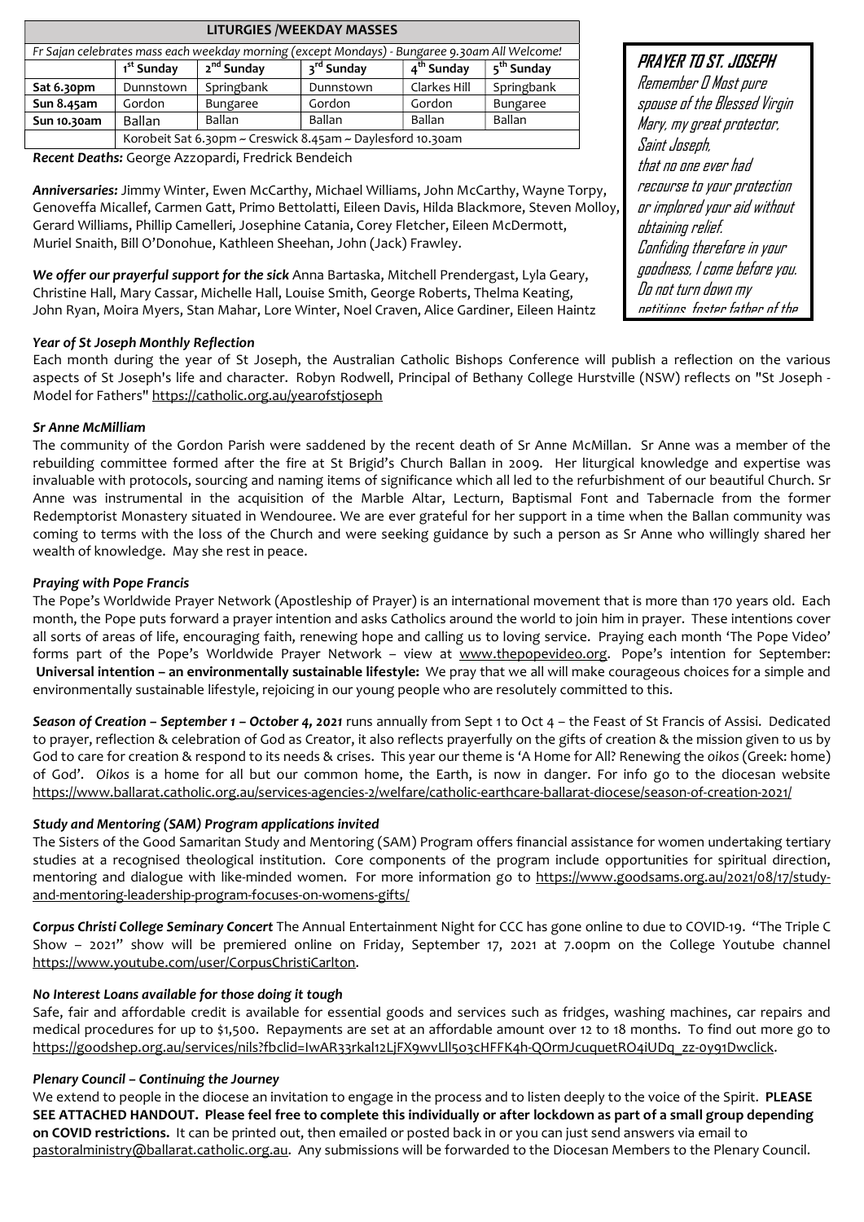## LITURGIES /WEEKDAY MASSES

*Fr Sajan celebrates mass each weekday morning (except Mondays) - Bungaree 9.30am All Welcome!*

| | 1st Sunday | 2nd Sunday | 3rd Sunday | 4th Sunday | 5th Sunday |
|---|---|---|---|---|---|
| **Sat 6.30pm** | Dunnstown | Springbank | Dunnstown | Clarkes Hill | Springbank |
| **Sun 8.45am** | Gordon | Bungaree | Gordon | Gordon | Bungaree |
| **Sun 10.30am** | Ballan | Ballan | Ballan | Ballan | Ballan |
| | Korobeit Sat 6.30pm ~ Creswick 8.45am ~ Daylesford 10.30am | | | | |

***Recent Deaths:*** George Azzopardi, Fredrick Bendeich

***Anniversaries:*** Jimmy Winter, Ewen McCarthy, Michael Williams, John McCarthy, Wayne Torpy, Genoveffa Micallef, Carmen Gatt, Primo Bettolatti, Eileen Davis, Hilda Blackmore, Steven Molloy, Gerard Williams, Phillip Camelleri, Josephine Catania, Corey Fletcher, Eileen McDermott, Muriel Snaith, Bill O'Donohue, Kathleen Sheehan, John (Jack) Frawley.

***We offer our prayerful support for the sick*** Anna Bartaska, Mitchell Prendergast, Lyla Geary, Christine Hall, Mary Cassar, Michelle Hall, Louise Smith, George Roberts, Thelma Keating, John Ryan, Moira Myers, Stan Mahar, Lore Winter, Noel Craven, Alice Gardiner, Eileen Haintz

**PRAYER TO ST. JOSEPH**

*Remember O Most pure spouse of the Blessed Virgin Mary, my great protector, Saint Joseph, that no one ever had recourse to your protection or implored your aid without obtaining relief. Confiding therefore in your goodness, I come before you. Do not turn down my petitions, foster father of the*

***Year of St Joseph Monthly Reflection***

Each month during the year of St Joseph, the Australian Catholic Bishops Conference will publish a reflection on the various aspects of St Joseph's life and character. Robyn Rodwell, Principal of Bethany College Hurstville (NSW) reflects on "St Joseph - Model for Fathers" https://catholic.org.au/yearofstjoseph

***Sr Anne McMilliam***

The community of the Gordon Parish were saddened by the recent death of Sr Anne McMillan. Sr Anne was a member of the rebuilding committee formed after the fire at St Brigid's Church Ballan in 2009. Her liturgical knowledge and expertise was invaluable with protocols, sourcing and naming items of significance which all led to the refurbishment of our beautiful Church. Sr Anne was instrumental in the acquisition of the Marble Altar, Lecturn, Baptismal Font and Tabernacle from the former Redemptorist Monastery situated in Wendouree. We are ever grateful for her support in a time when the Ballan community was coming to terms with the loss of the Church and were seeking guidance by such a person as Sr Anne who willingly shared her wealth of knowledge. May she rest in peace.

***Praying with Pope Francis***

The Pope's Worldwide Prayer Network (Apostleship of Prayer) is an international movement that is more than 170 years old. Each month, the Pope puts forward a prayer intention and asks Catholics around the world to join him in prayer. These intentions cover all sorts of areas of life, encouraging faith, renewing hope and calling us to loving service. Praying each month 'The Pope Video' forms part of the Pope's Worldwide Prayer Network – view at www.thepopevideo.org. Pope's intention for September: **Universal intention – an environmentally sustainable lifestyle:** We pray that we all will make courageous choices for a simple and environmentally sustainable lifestyle, rejoicing in our young people who are resolutely committed to this.

***Season of Creation – September 1 – October 4, 2021*** runs annually from Sept 1 to Oct 4 – the Feast of St Francis of Assisi. Dedicated to prayer, reflection & celebration of God as Creator, it also reflects prayerfully on the gifts of creation & the mission given to us by God to care for creation & respond to its needs & crises. This year our theme is 'A Home for All? Renewing the *oikos* (Greek: home) of God'. *Oikos* is a home for all but our common home, the Earth, is now in danger. For info go to the diocesan website https://www.ballarat.catholic.org.au/services-agencies-2/welfare/catholic-earthcare-ballarat-diocese/season-of-creation-2021/

***Study and Mentoring (SAM) Program applications invited***

The Sisters of the Good Samaritan Study and Mentoring (SAM) Program offers financial assistance for women undertaking tertiary studies at a recognised theological institution. Core components of the program include opportunities for spiritual direction, mentoring and dialogue with like-minded women. For more information go to https://www.goodsams.org.au/2021/08/17/study-and-mentoring-leadership-program-focuses-on-womens-gifts/

***Corpus Christi College Seminary Concert*** The Annual Entertainment Night for CCC has gone online to due to COVID-19. "The Triple C Show – 2021" show will be premiered online on Friday, September 17, 2021 at 7.00pm on the College Youtube channel https://www.youtube.com/user/CorpusChristiCarlton.

***No Interest Loans available for those doing it tough***

Safe, fair and affordable credit is available for essential goods and services such as fridges, washing machines, car repairs and medical procedures for up to $1,500. Repayments are set at an affordable amount over 12 to 18 months. To find out more go to https://goodshep.org.au/services/nils?fbclid=IwAR33rkal12LjFX9wvLll5o3cHFFK4h-QOrmJcuquetRO4iUDq_zz-0y91Dwclick.

***Plenary Council – Continuing the Journey***

We extend to people in the diocese an invitation to engage in the process and to listen deeply to the voice of the Spirit. **PLEASE SEE ATTACHED HANDOUT. Please feel free to complete this individually or after lockdown as part of a small group depending on COVID restrictions.** It can be printed out, then emailed or posted back in or you can just send answers via email to pastoralministry@ballarat.catholic.org.au. Any submissions will be forwarded to the Diocesan Members to the Plenary Council.